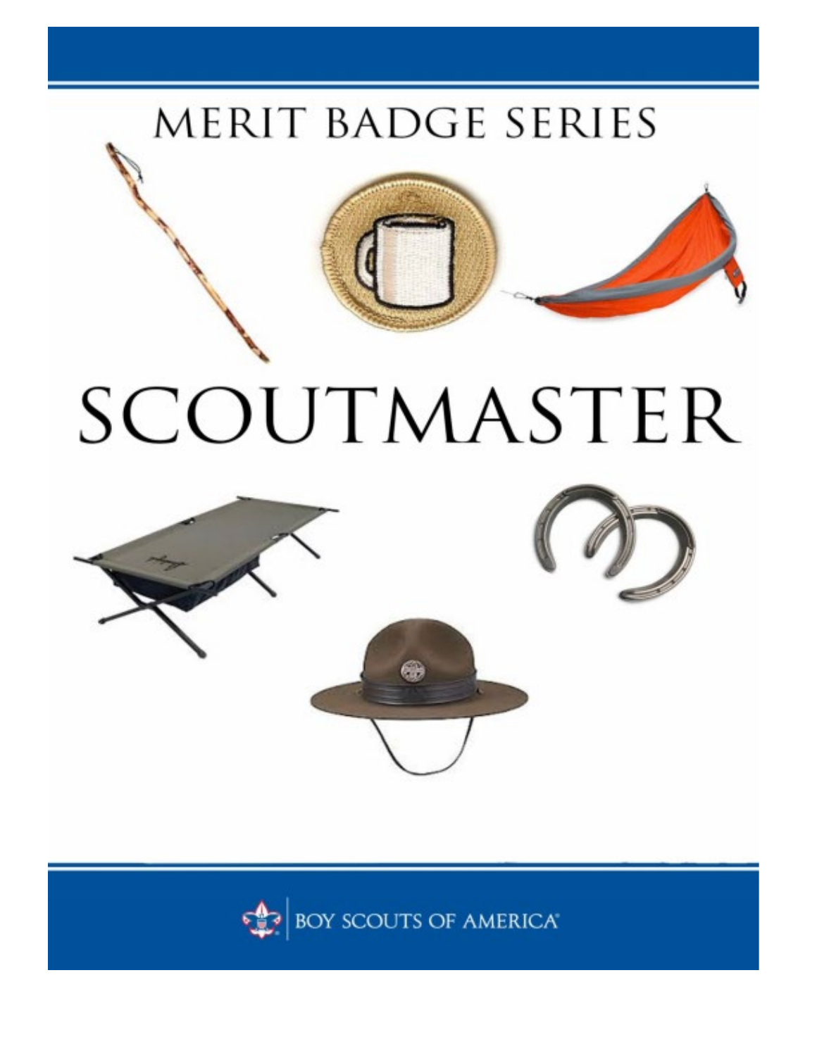MERIT BADGE SERIES

# SCOUTMASTER

BOY SCOUTS OF AMERICA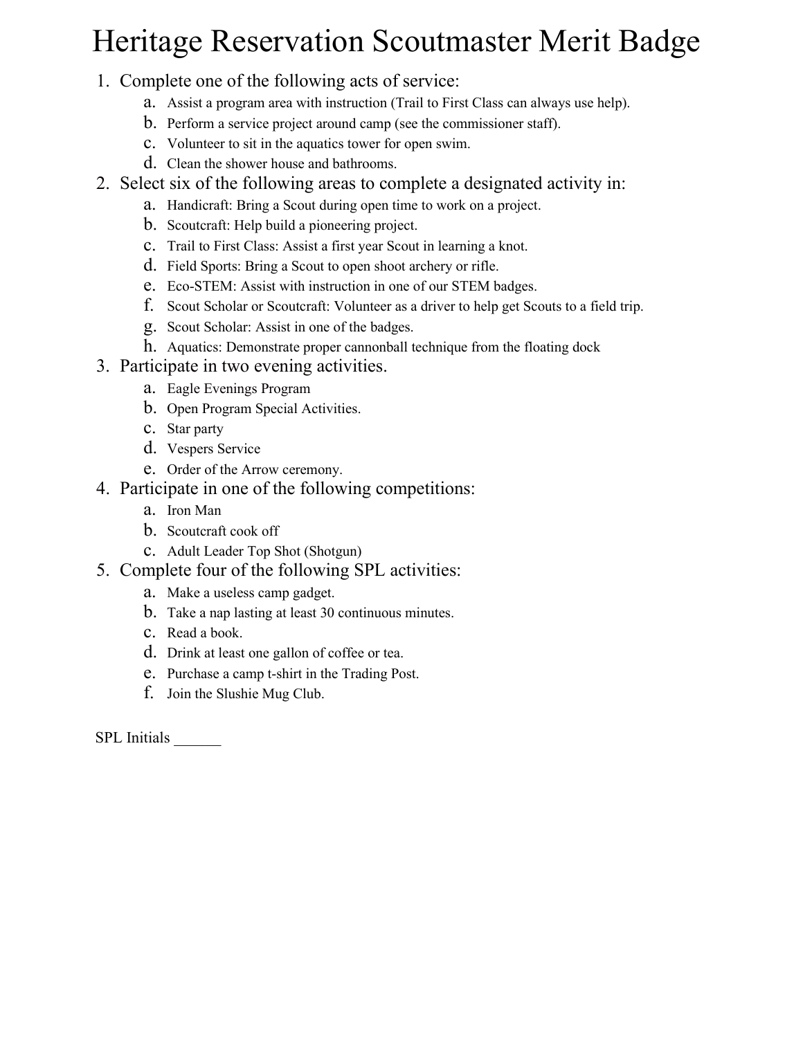# Heritage Reservation Scoutmaster Merit Badge

1. Complete one of the following acts of service:
    a. Assist a program area with instruction (Trail to First Class can always use help).
    b. Perform a service project around camp (see the commissioner staff).
    c. Volunteer to sit in the aquatics tower for open swim.
    d. Clean the shower house and bathrooms.
2. Select six of the following areas to complete a designated activity in:
    a. Handicraft: Bring a Scout during open time to work on a project.
    b. Scoutcraft: Help build a pioneering project.
    c. Trail to First Class: Assist a first year Scout in learning a knot.
    d. Field Sports: Bring a Scout to open shoot archery or rifle.
    e. Eco-STEM: Assist with instruction in one of our STEM badges.
    f. Scout Scholar or Scoutcraft: Volunteer as a driver to help get Scouts to a field trip.
    g. Scout Scholar: Assist in one of the badges.
    h. Aquatics: Demonstrate proper cannonball technique from the floating dock
3. Participate in two evening activities.
    a. Eagle Evenings Program
    b. Open Program Special Activities.
    c. Star party
    d. Vespers Service
    e. Order of the Arrow ceremony.
4. Participate in one of the following competitions:
    a. Iron Man
    b. Scoutcraft cook off
    c. Adult Leader Top Shot (Shotgun)
5. Complete four of the following SPL activities:
    a. Make a useless camp gadget.
    b. Take a nap lasting at least 30 continuous minutes.
    c. Read a book.
    d. Drink at least one gallon of coffee or tea.
    e. Purchase a camp t-shirt in the Trading Post.
    f. Join the Slushie Mug Club.

SPL Initials ______